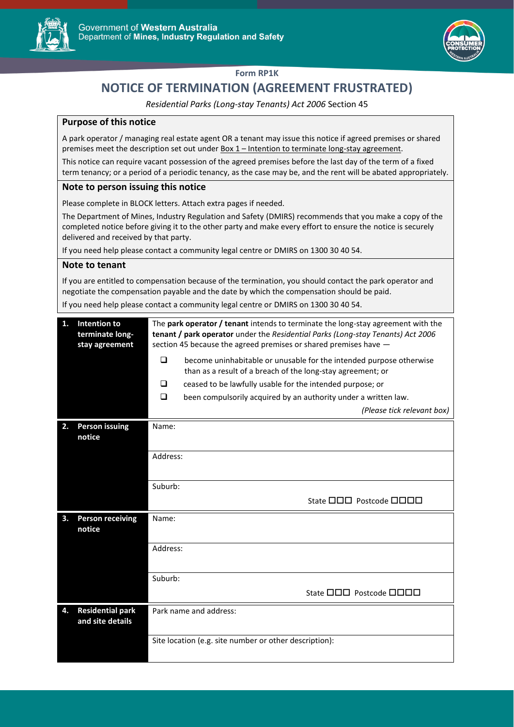Government of **Western Australia**
Department of **Mines, Industry Regulation and Safety**

**Form RP1K**

# NOTICE OF TERMINATION (AGREEMENT FRUSTRATED)

*Residential Parks (Long-stay Tenants) Act 2006* Section 45

## Purpose of this notice

A park operator / managing real estate agent OR a tenant may issue this notice if agreed premises or shared premises meet the description set out under Box 1 – Intention to terminate long-stay agreement.

This notice can require vacant possession of the agreed premises before the last day of the term of a fixed term tenancy; or a period of a periodic tenancy, as the case may be, and the rent will be abated appropriately.

## Note to person issuing this notice

Please complete in BLOCK letters. Attach extra pages if needed.

The Department of Mines, Industry Regulation and Safety (DMIRS) recommends that you make a copy of the completed notice before giving it to the other party and make every effort to ensure the notice is securely delivered and received by that party.

If you need help please contact a community legal centre or DMIRS on 1300 30 40 54.

## Note to tenant

If you are entitled to compensation because of the termination, you should contact the park operator and negotiate the compensation payable and the date by which the compensation should be paid.

If you need help please contact a community legal centre or DMIRS on 1300 30 40 54.

| | |
|---|---|
| **1. Intention to terminate long-stay agreement** | The **park operator / tenant** intends to terminate the long-stay agreement with the **tenant / park operator** under the *Residential Parks (Long-stay Tenants) Act 2006* section 45 because the agreed premises or shared premises have —<br>☐ become uninhabitable or unusable for the intended purpose otherwise than as a result of a breach of the long-stay agreement; or<br>☐ ceased to be lawfully usable for the intended purpose; or<br>☐ been compulsorily acquired by an authority under a written law.<br>*(Please tick relevant box)* |
| **2. Person issuing notice** | Name: |
| | Address: |
| | Suburb: State ☐☐☐ Postcode ☐☐☐☐ |
| **3. Person receiving notice** | Name: |
| | Address: |
| | Suburb: State ☐☐☐ Postcode ☐☐☐☐ |
| **4. Residential park and site details** | Park name and address: |
| | Site location (e.g. site number or other description): |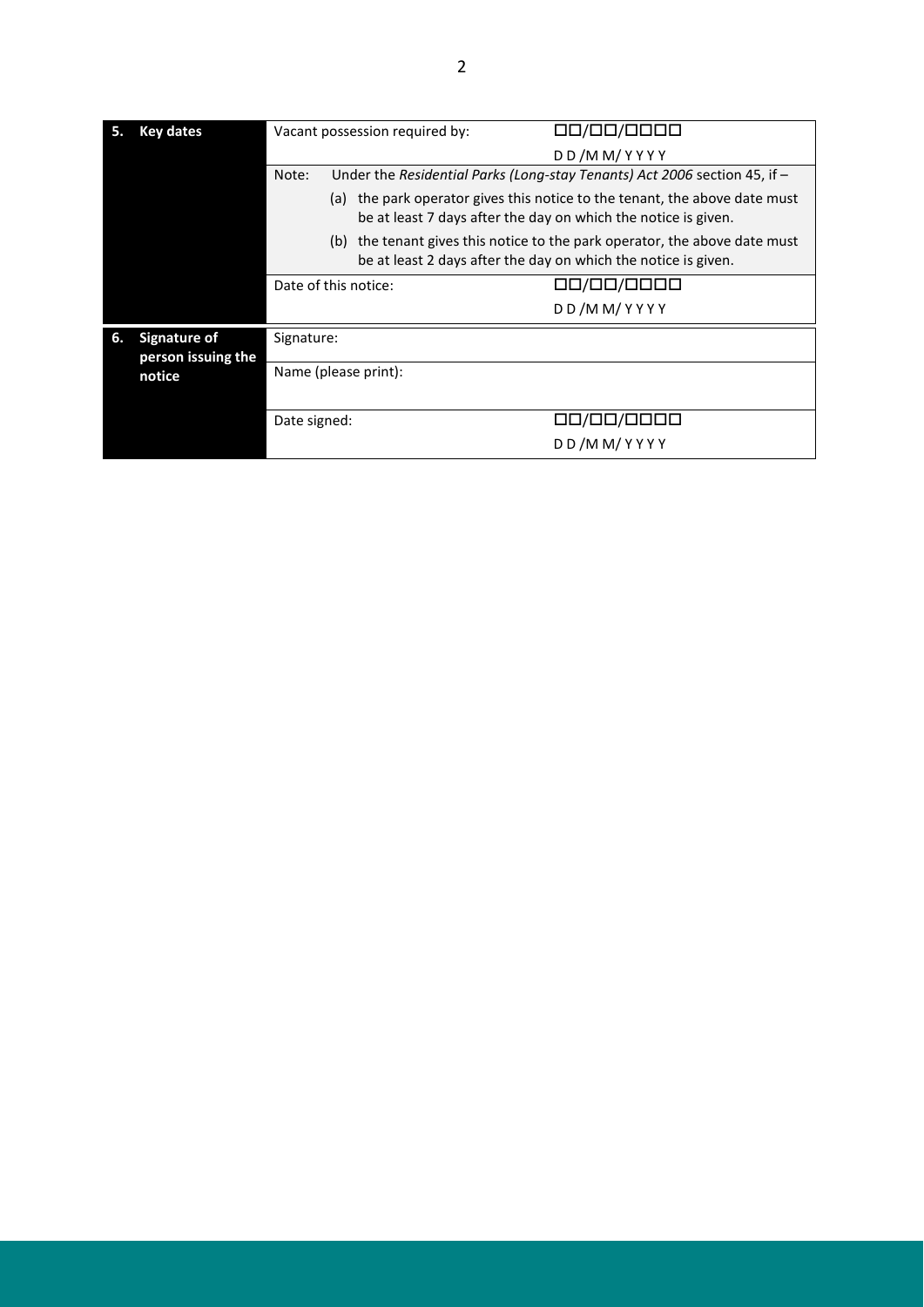| | | | |
|---|---|---|---|
| **5.** | **Key dates** | Vacant possession required by: | ☐☐/☐☐/☐☐☐☐<br>D D /M M/ Y Y Y Y |
| | | Note: Under the *Residential Parks (Long-stay Tenants) Act 2006* section 45, if –<br>(a) the park operator gives this notice to the tenant, the above date must be at least 7 days after the day on which the notice is given.<br>(b) the tenant gives this notice to the park operator, the above date must be at least 2 days after the day on which the notice is given. | |
| | | Date of this notice: | ☐☐/☐☐/☐☐☐☐<br>D D /M M/ Y Y Y Y |
| **6.** | **Signature of person issuing the notice** | Signature: | |
| | | Name (please print): | |
| | | Date signed: | ☐☐/☐☐/☐☐☐☐<br>D D /M M/ Y Y Y Y |